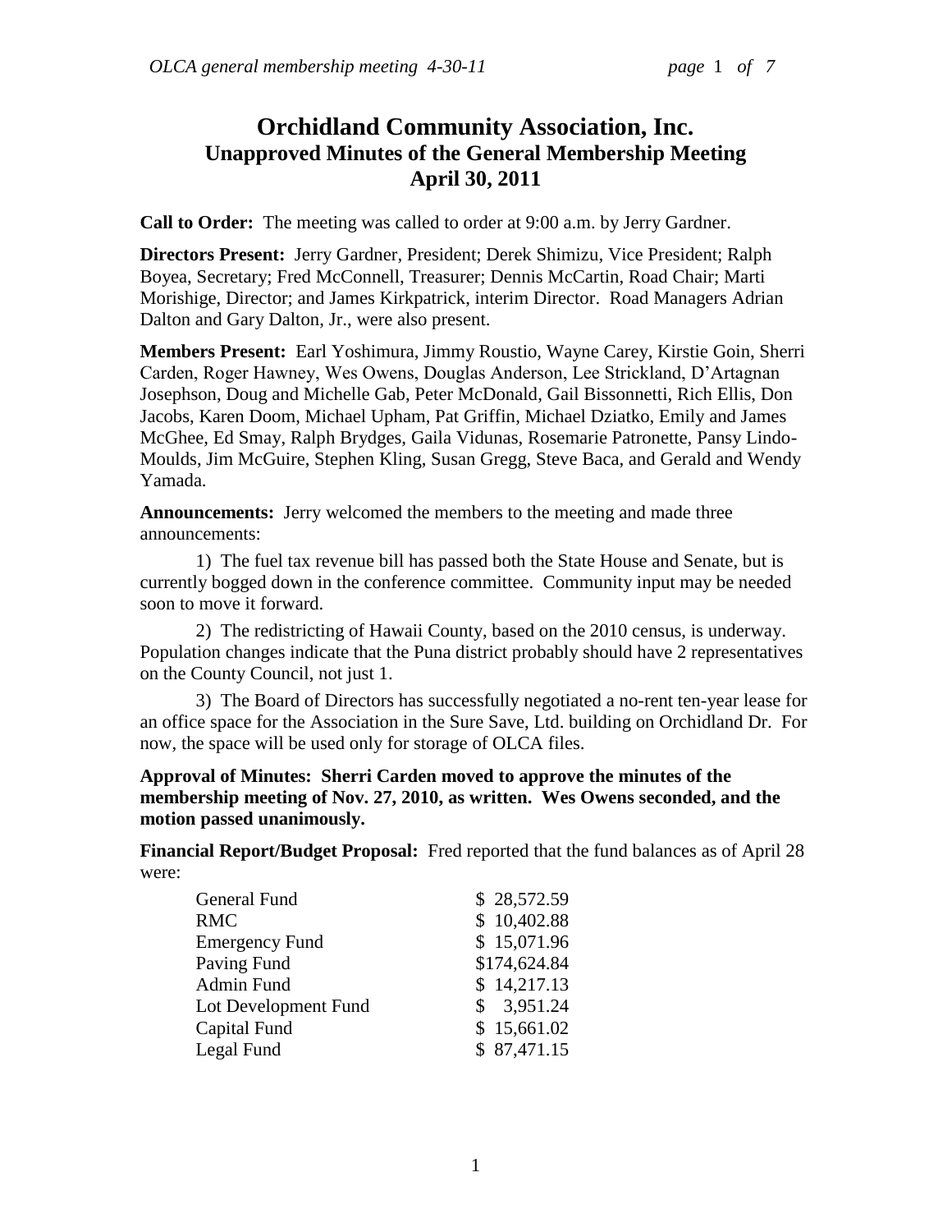# Orchidland Community Association, Inc.
## Unapproved Minutes of the General Membership Meeting
## April 30, 2011

**Call to Order:** The meeting was called to order at 9:00 a.m. by Jerry Gardner.

**Directors Present:** Jerry Gardner, President; Derek Shimizu, Vice President; Ralph Boyea, Secretary; Fred McConnell, Treasurer; Dennis McCartin, Road Chair; Marti Morishige, Director; and James Kirkpatrick, interim Director. Road Managers Adrian Dalton and Gary Dalton, Jr., were also present.

**Members Present:** Earl Yoshimura, Jimmy Roustio, Wayne Carey, Kirstie Goin, Sherri Carden, Roger Hawney, Wes Owens, Douglas Anderson, Lee Strickland, D'Artagnan Josephson, Doug and Michelle Gab, Peter McDonald, Gail Bissonnetti, Rich Ellis, Don Jacobs, Karen Doom, Michael Upham, Pat Griffin, Michael Dziatko, Emily and James McGhee, Ed Smay, Ralph Brydges, Gaila Vidunas, Rosemarie Patronette, Pansy Lindo-Moulds, Jim McGuire, Stephen Kling, Susan Gregg, Steve Baca, and Gerald and Wendy Yamada.

**Announcements:** Jerry welcomed the members to the meeting and made three announcements:

1) The fuel tax revenue bill has passed both the State House and Senate, but is currently bogged down in the conference committee. Community input may be needed soon to move it forward.

2) The redistricting of Hawaii County, based on the 2010 census, is underway. Population changes indicate that the Puna district probably should have 2 representatives on the County Council, not just 1.

3) The Board of Directors has successfully negotiated a no-rent ten-year lease for an office space for the Association in the Sure Save, Ltd. building on Orchidland Dr. For now, the space will be used only for storage of OLCA files.

**Approval of Minutes: Sherri Carden moved to approve the minutes of the membership meeting of Nov. 27, 2010, as written. Wes Owens seconded, and the motion passed unanimously.**

**Financial Report/Budget Proposal:** Fred reported that the fund balances as of April 28 were:

| Fund | Balance |
|---|---|
| General Fund | $ 28,572.59 |
| RMC | $ 10,402.88 |
| Emergency Fund | $ 15,071.96 |
| Paving Fund | $174,624.84 |
| Admin Fund | $ 14,217.13 |
| Lot Development Fund | $ 3,951.24 |
| Capital Fund | $ 15,661.02 |
| Legal Fund | $ 87,471.15 |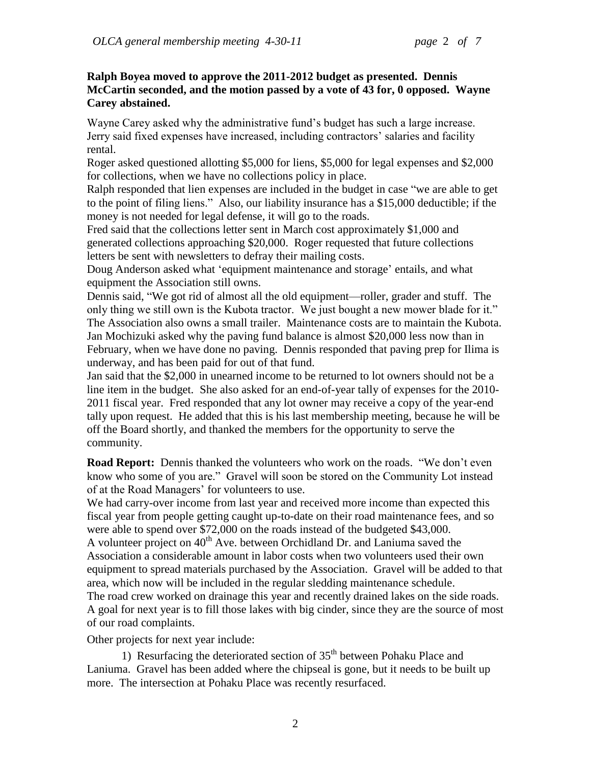**Ralph Boyea moved to approve the 2011-2012 budget as presented. Dennis McCartin seconded, and the motion passed by a vote of 43 for, 0 opposed. Wayne Carey abstained.**

Wayne Carey asked why the administrative fund's budget has such a large increase. Jerry said fixed expenses have increased, including contractors' salaries and facility rental.

Roger asked questioned allotting $5,000 for liens, $5,000 for legal expenses and $2,000 for collections, when we have no collections policy in place.

Ralph responded that lien expenses are included in the budget in case "we are able to get to the point of filing liens." Also, our liability insurance has a $15,000 deductible; if the money is not needed for legal defense, it will go to the roads.

Fred said that the collections letter sent in March cost approximately $1,000 and generated collections approaching $20,000. Roger requested that future collections letters be sent with newsletters to defray their mailing costs.

Doug Anderson asked what 'equipment maintenance and storage' entails, and what equipment the Association still owns.

Dennis said, "We got rid of almost all the old equipment—roller, grader and stuff. The only thing we still own is the Kubota tractor. We just bought a new mower blade for it." The Association also owns a small trailer. Maintenance costs are to maintain the Kubota.

Jan Mochizuki asked why the paving fund balance is almost $20,000 less now than in February, when we have done no paving. Dennis responded that paving prep for Ilima is underway, and has been paid for out of that fund.

Jan said that the $2,000 in unearned income to be returned to lot owners should not be a line item in the budget. She also asked for an end-of-year tally of expenses for the 2010-2011 fiscal year. Fred responded that any lot owner may receive a copy of the year-end tally upon request. He added that this is his last membership meeting, because he will be off the Board shortly, and thanked the members for the opportunity to serve the community.

**Road Report:** Dennis thanked the volunteers who work on the roads. "We don't even know who some of you are." Gravel will soon be stored on the Community Lot instead of at the Road Managers' for volunteers to use.

We had carry-over income from last year and received more income than expected this fiscal year from people getting caught up-to-date on their road maintenance fees, and so were able to spend over $72,000 on the roads instead of the budgeted $43,000.

A volunteer project on 40th Ave. between Orchidland Dr. and Laniuma saved the Association a considerable amount in labor costs when two volunteers used their own equipment to spread materials purchased by the Association. Gravel will be added to that area, which now will be included in the regular sledding maintenance schedule.

The road crew worked on drainage this year and recently drained lakes on the side roads. A goal for next year is to fill those lakes with big cinder, since they are the source of most of our road complaints.

Other projects for next year include:

1) Resurfacing the deteriorated section of 35th between Pohaku Place and Laniuma. Gravel has been added where the chipseal is gone, but it needs to be built up more. The intersection at Pohaku Place was recently resurfaced.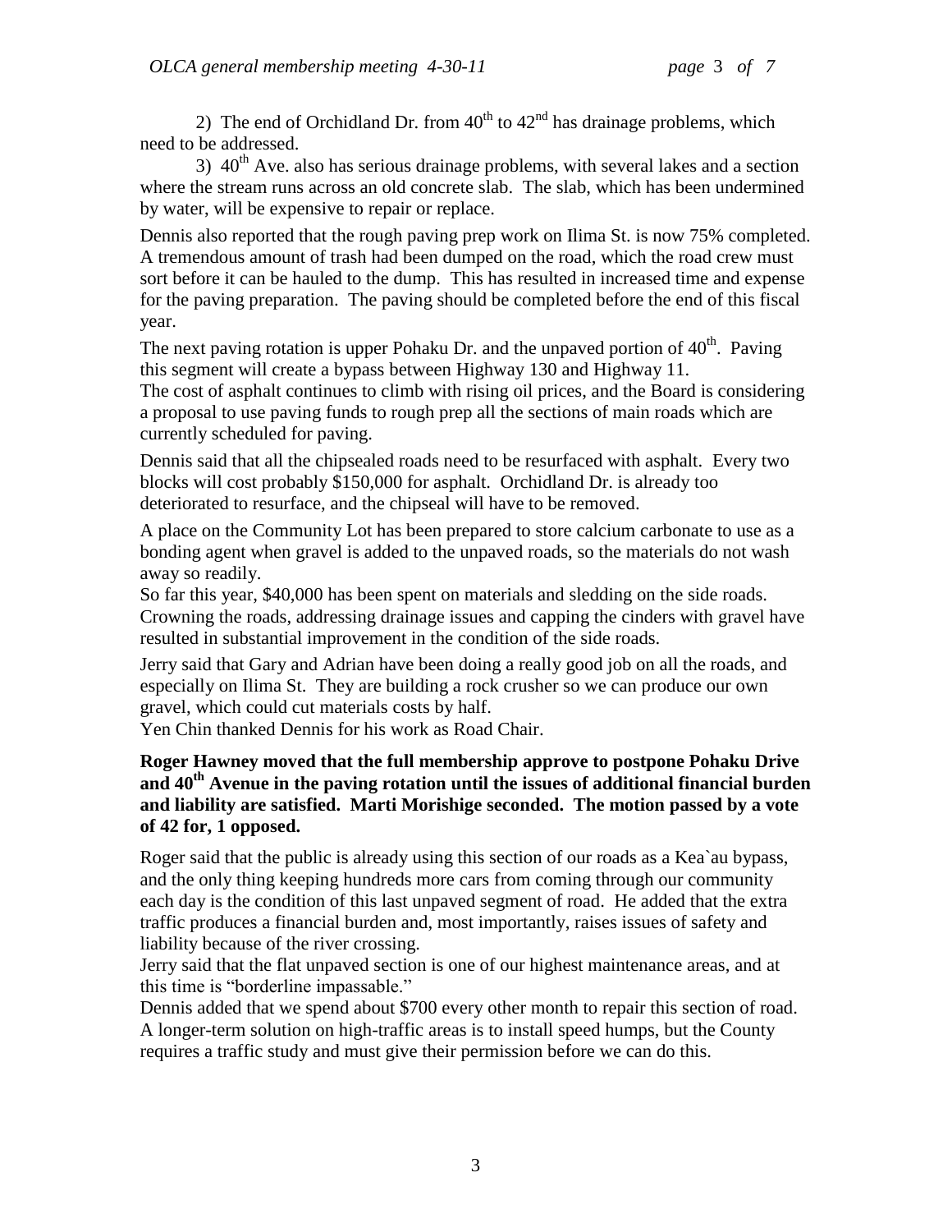2) The end of Orchidland Dr. from $40^{th}$ to $42^{nd}$ has drainage problems, which need to be addressed.

3) $40^{th}$ Ave. also has serious drainage problems, with several lakes and a section where the stream runs across an old concrete slab. The slab, which has been undermined by water, will be expensive to repair or replace.

Dennis also reported that the rough paving prep work on Ilima St. is now 75% completed. A tremendous amount of trash had been dumped on the road, which the road crew must sort before it can be hauled to the dump. This has resulted in increased time and expense for the paving preparation. The paving should be completed before the end of this fiscal year.

The next paving rotation is upper Pohaku Dr. and the unpaved portion of $40^{th}$. Paving this segment will create a bypass between Highway 130 and Highway 11.
The cost of asphalt continues to climb with rising oil prices, and the Board is considering a proposal to use paving funds to rough prep all the sections of main roads which are currently scheduled for paving.

Dennis said that all the chipsealed roads need to be resurfaced with asphalt. Every two blocks will cost probably $150,000 for asphalt. Orchidland Dr. is already too deteriorated to resurface, and the chipseal will have to be removed.

A place on the Community Lot has been prepared to store calcium carbonate to use as a bonding agent when gravel is added to the unpaved roads, so the materials do not wash away so readily.
So far this year, $40,000 has been spent on materials and sledding on the side roads. Crowning the roads, addressing drainage issues and capping the cinders with gravel have resulted in substantial improvement in the condition of the side roads.

Jerry said that Gary and Adrian have been doing a really good job on all the roads, and especially on Ilima St. They are building a rock crusher so we can produce our own gravel, which could cut materials costs by half.
Yen Chin thanked Dennis for his work as Road Chair.

**Roger Hawney moved that the full membership approve to postpone Pohaku Drive and $40^{th}$ Avenue in the paving rotation until the issues of additional financial burden and liability are satisfied. Marti Morishige seconded. The motion passed by a vote of 42 for, 1 opposed.**

Roger said that the public is already using this section of our roads as a Kea`au bypass, and the only thing keeping hundreds more cars from coming through our community each day is the condition of this last unpaved segment of road. He added that the extra traffic produces a financial burden and, most importantly, raises issues of safety and liability because of the river crossing.
Jerry said that the flat unpaved section is one of our highest maintenance areas, and at this time is "borderline impassable."
Dennis added that we spend about $700 every other month to repair this section of road. A longer-term solution on high-traffic areas is to install speed humps, but the County requires a traffic study and must give their permission before we can do this.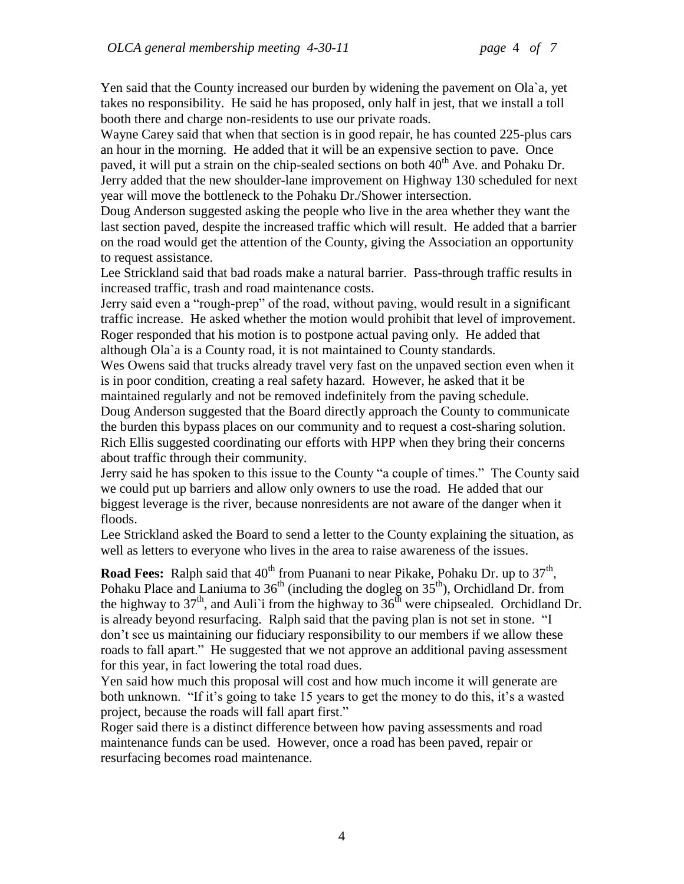Yen said that the County increased our burden by widening the pavement on Ola`a, yet takes no responsibility. He said he has proposed, only half in jest, that we install a toll booth there and charge non-residents to use our private roads.

Wayne Carey said that when that section is in good repair, he has counted 225-plus cars an hour in the morning. He added that it will be an expensive section to pave. Once paved, it will put a strain on the chip-sealed sections on both 40th Ave. and Pohaku Dr.

Jerry added that the new shoulder-lane improvement on Highway 130 scheduled for next year will move the bottleneck to the Pohaku Dr./Shower intersection.

Doug Anderson suggested asking the people who live in the area whether they want the last section paved, despite the increased traffic which will result. He added that a barrier on the road would get the attention of the County, giving the Association an opportunity to request assistance.

Lee Strickland said that bad roads make a natural barrier. Pass-through traffic results in increased traffic, trash and road maintenance costs.

Jerry said even a "rough-prep" of the road, without paving, would result in a significant traffic increase. He asked whether the motion would prohibit that level of improvement.

Roger responded that his motion is to postpone actual paving only. He added that although Ola`a is a County road, it is not maintained to County standards.

Wes Owens said that trucks already travel very fast on the unpaved section even when it is in poor condition, creating a real safety hazard. However, he asked that it be maintained regularly and not be removed indefinitely from the paving schedule.

Doug Anderson suggested that the Board directly approach the County to communicate the burden this bypass places on our community and to request a cost-sharing solution.

Rich Ellis suggested coordinating our efforts with HPP when they bring their concerns about traffic through their community.

Jerry said he has spoken to this issue to the County "a couple of times." The County said we could put up barriers and allow only owners to use the road. He added that our biggest leverage is the river, because nonresidents are not aware of the danger when it floods.

Lee Strickland asked the Board to send a letter to the County explaining the situation, as well as letters to everyone who lives in the area to raise awareness of the issues.

**Road Fees:** Ralph said that 40th from Puanani to near Pikake, Pohaku Dr. up to 37th, Pohaku Place and Laniuma to 36th (including the dogleg on 35th), Orchidland Dr. from the highway to 37th, and Auli`i from the highway to 36th were chipsealed. Orchidland Dr. is already beyond resurfacing. Ralph said that the paving plan is not set in stone. "I don't see us maintaining our fiduciary responsibility to our members if we allow these roads to fall apart." He suggested that we not approve an additional paving assessment for this year, in fact lowering the total road dues.

Yen said how much this proposal will cost and how much income it will generate are both unknown. "If it's going to take 15 years to get the money to do this, it's a wasted project, because the roads will fall apart first."

Roger said there is a distinct difference between how paving assessments and road maintenance funds can be used. However, once a road has been paved, repair or resurfacing becomes road maintenance.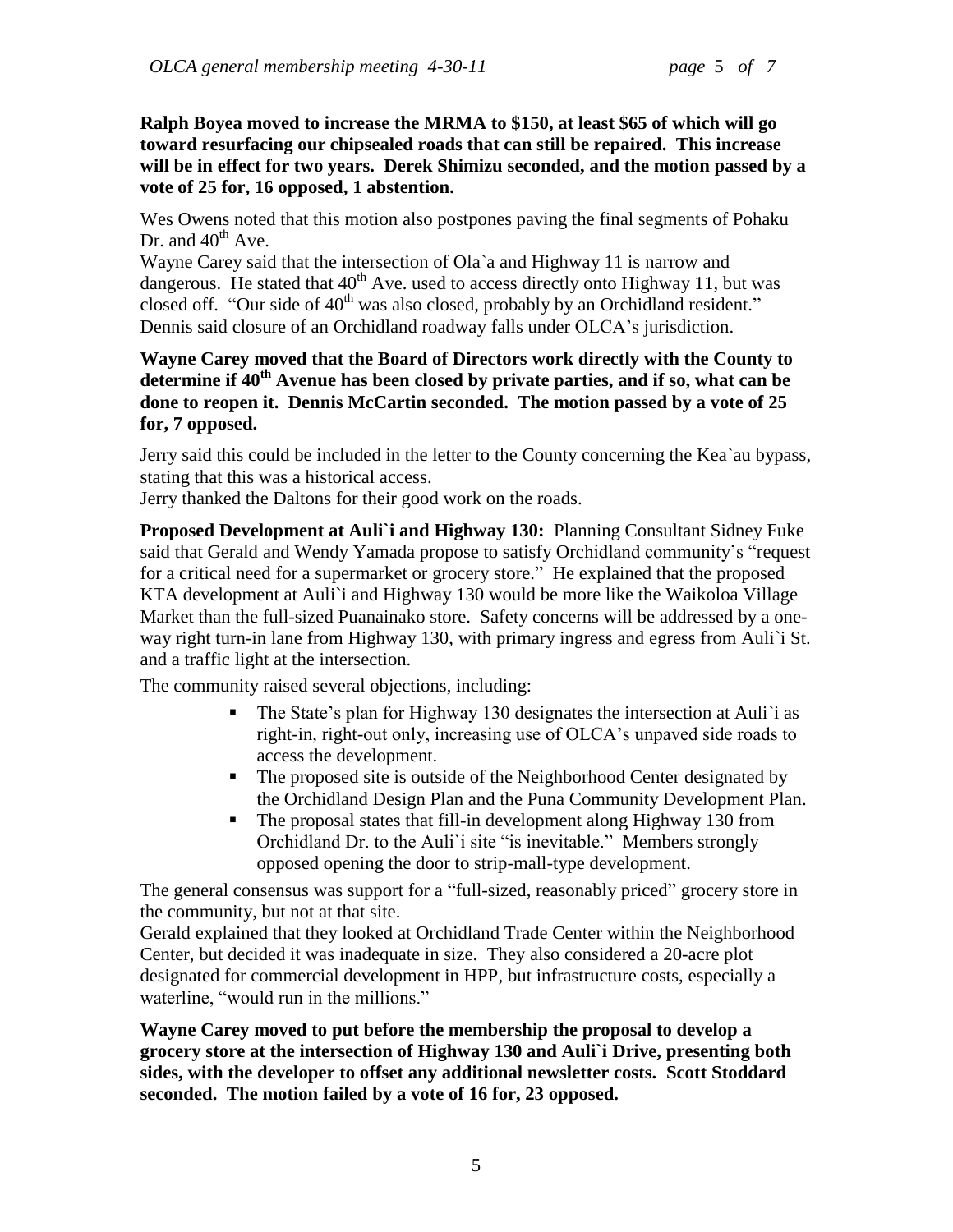**Ralph Boyea moved to increase the MRMA to $150, at least $65 of which will go toward resurfacing our chipsealed roads that can still be repaired. This increase will be in effect for two years. Derek Shimizu seconded, and the motion passed by a vote of 25 for, 16 opposed, 1 abstention.**

Wes Owens noted that this motion also postpones paving the final segments of Pohaku Dr. and 40th Ave.

Wayne Carey said that the intersection of Ola`a and Highway 11 is narrow and dangerous. He stated that 40th Ave. used to access directly onto Highway 11, but was closed off. "Our side of 40th was also closed, probably by an Orchidland resident." Dennis said closure of an Orchidland roadway falls under OLCA's jurisdiction.

**Wayne Carey moved that the Board of Directors work directly with the County to determine if 40th Avenue has been closed by private parties, and if so, what can be done to reopen it. Dennis McCartin seconded. The motion passed by a vote of 25 for, 7 opposed.**

Jerry said this could be included in the letter to the County concerning the Kea`au bypass, stating that this was a historical access.

Jerry thanked the Daltons for their good work on the roads.

**Proposed Development at Auli`i and Highway 130:** Planning Consultant Sidney Fuke said that Gerald and Wendy Yamada propose to satisfy Orchidland community's "request for a critical need for a supermarket or grocery store." He explained that the proposed KTA development at Auli`i and Highway 130 would be more like the Waikoloa Village Market than the full-sized Puanainako store. Safety concerns will be addressed by a one-way right turn-in lane from Highway 130, with primary ingress and egress from Auli`i St. and a traffic light at the intersection.

The community raised several objections, including:

- The State's plan for Highway 130 designates the intersection at Auli`i as right-in, right-out only, increasing use of OLCA's unpaved side roads to access the development.
- The proposed site is outside of the Neighborhood Center designated by the Orchidland Design Plan and the Puna Community Development Plan.
- The proposal states that fill-in development along Highway 130 from Orchidland Dr. to the Auli`i site "is inevitable." Members strongly opposed opening the door to strip-mall-type development.

The general consensus was support for a "full-sized, reasonably priced" grocery store in the community, but not at that site.

Gerald explained that they looked at Orchidland Trade Center within the Neighborhood Center, but decided it was inadequate in size. They also considered a 20-acre plot designated for commercial development in HPP, but infrastructure costs, especially a waterline, "would run in the millions."

**Wayne Carey moved to put before the membership the proposal to develop a grocery store at the intersection of Highway 130 and Auli`i Drive, presenting both sides, with the developer to offset any additional newsletter costs. Scott Stoddard seconded. The motion failed by a vote of 16 for, 23 opposed.**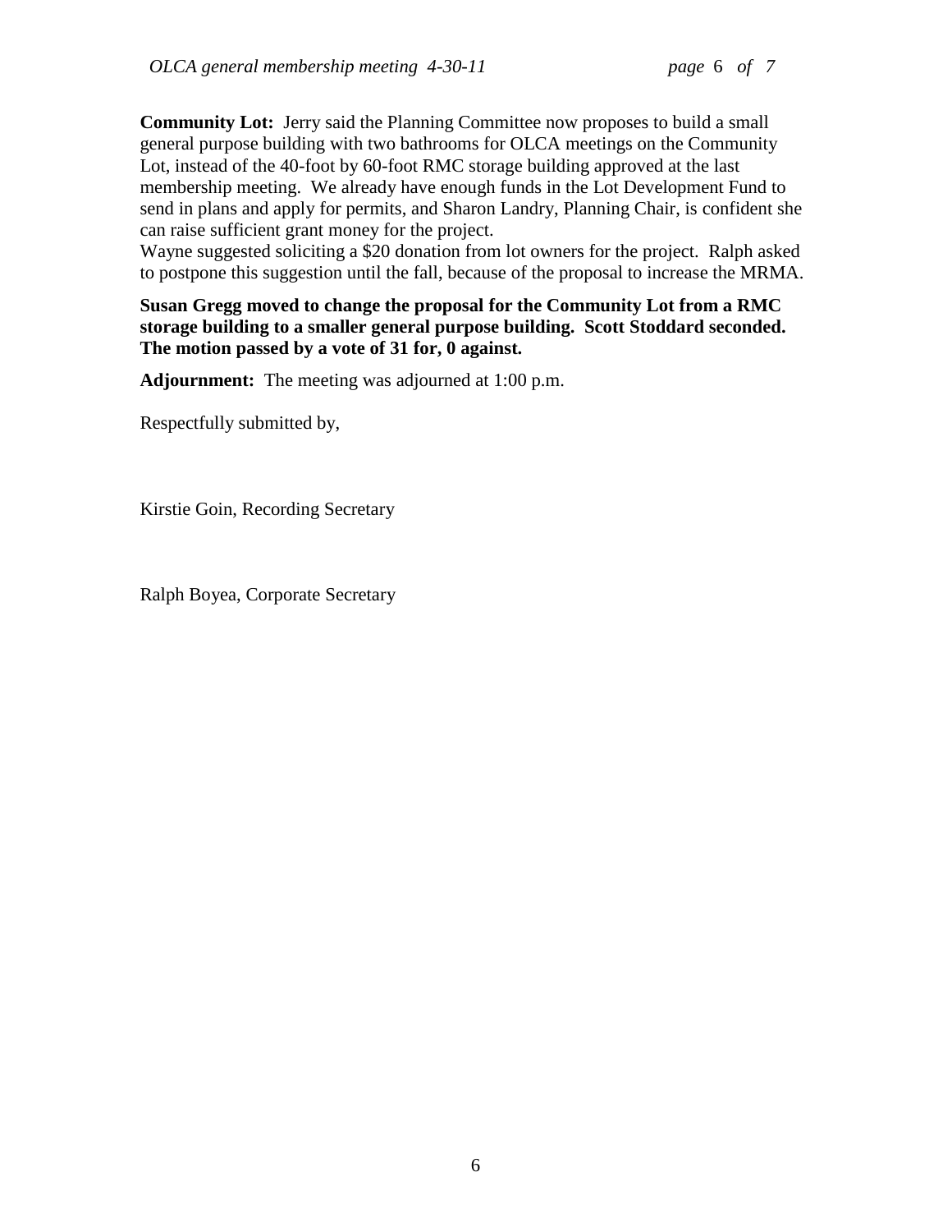**Community Lot:** Jerry said the Planning Committee now proposes to build a small general purpose building with two bathrooms for OLCA meetings on the Community Lot, instead of the 40-foot by 60-foot RMC storage building approved at the last membership meeting. We already have enough funds in the Lot Development Fund to send in plans and apply for permits, and Sharon Landry, Planning Chair, is confident she can raise sufficient grant money for the project.
Wayne suggested soliciting a $20 donation from lot owners for the project. Ralph asked to postpone this suggestion until the fall, because of the proposal to increase the MRMA.

**Susan Gregg moved to change the proposal for the Community Lot from a RMC storage building to a smaller general purpose building. Scott Stoddard seconded. The motion passed by a vote of 31 for, 0 against.**

**Adjournment:** The meeting was adjourned at 1:00 p.m.

Respectfully submitted by,

Kirstie Goin, Recording Secretary

Ralph Boyea, Corporate Secretary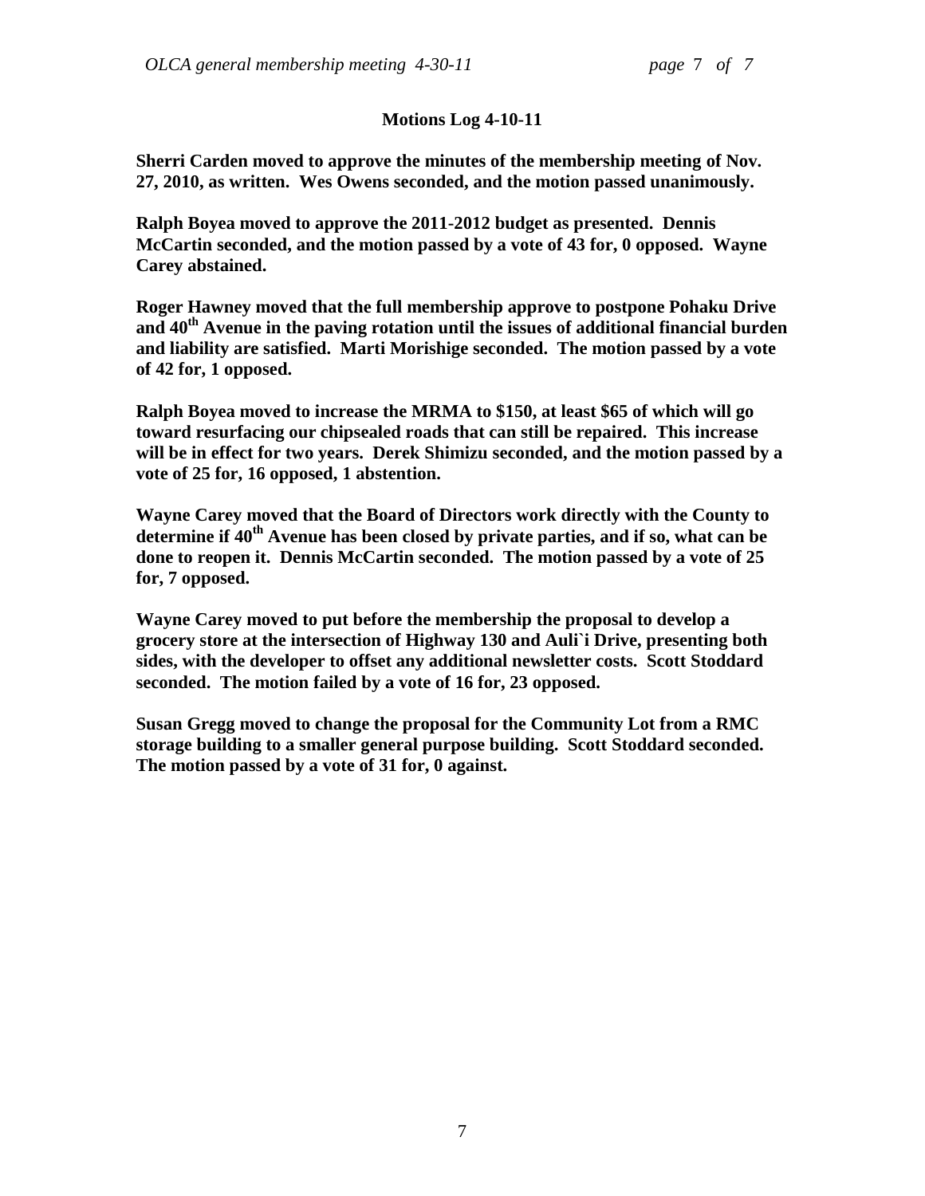## Motions Log 4-10-11

**Sherri Carden moved to approve the minutes of the membership meeting of Nov. 27, 2010, as written. Wes Owens seconded, and the motion passed unanimously.**

**Ralph Boyea moved to approve the 2011-2012 budget as presented. Dennis McCartin seconded, and the motion passed by a vote of 43 for, 0 opposed. Wayne Carey abstained.**

**Roger Hawney moved that the full membership approve to postpone Pohaku Drive and 40th Avenue in the paving rotation until the issues of additional financial burden and liability are satisfied. Marti Morishige seconded. The motion passed by a vote of 42 for, 1 opposed.**

**Ralph Boyea moved to increase the MRMA to $150, at least $65 of which will go toward resurfacing our chipsealed roads that can still be repaired. This increase will be in effect for two years. Derek Shimizu seconded, and the motion passed by a vote of 25 for, 16 opposed, 1 abstention.**

**Wayne Carey moved that the Board of Directors work directly with the County to determine if 40th Avenue has been closed by private parties, and if so, what can be done to reopen it. Dennis McCartin seconded. The motion passed by a vote of 25 for, 7 opposed.**

**Wayne Carey moved to put before the membership the proposal to develop a grocery store at the intersection of Highway 130 and Auli`i Drive, presenting both sides, with the developer to offset any additional newsletter costs. Scott Stoddard seconded. The motion failed by a vote of 16 for, 23 opposed.**

**Susan Gregg moved to change the proposal for the Community Lot from a RMC storage building to a smaller general purpose building. Scott Stoddard seconded. The motion passed by a vote of 31 for, 0 against.**